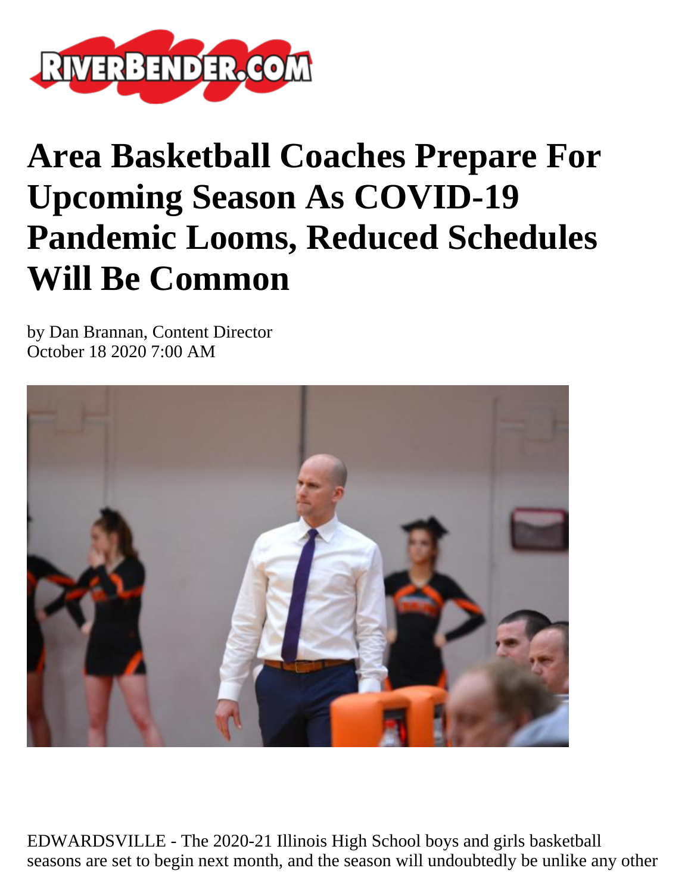# Area Basketball Coaches Prepare For Upcoming Season As COVID-19 Pandemic Looms, Reduced Schedules Will Be Common

by Dan Brannan, Content Director
October 18 2020 7:00 AM

EDWARDSVILLE - The 2020-21 Illinois High School boys and girls basketball seasons are set to begin next month, and the season will undoubtedly be unlike any other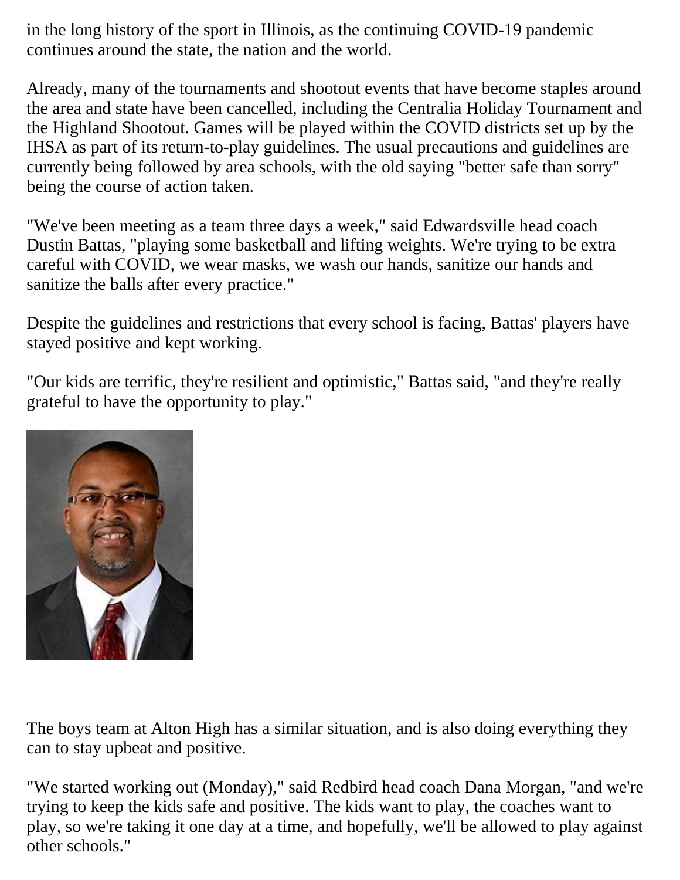in the long history of the sport in Illinois, as the continuing COVID-19 pandemic continues around the state, the nation and the world.

Already, many of the tournaments and shootout events that have become staples around the area and state have been cancelled, including the Centralia Holiday Tournament and the Highland Shootout. Games will be played within the COVID districts set up by the IHSA as part of its return-to-play guidelines. The usual precautions and guidelines are currently being followed by area schools, with the old saying "better safe than sorry" being the course of action taken.

"We've been meeting as a team three days a week," said Edwardsville head coach Dustin Battas, "playing some basketball and lifting weights. We're trying to be extra careful with COVID, we wear masks, we wash our hands, sanitize our hands and sanitize the balls after every practice."

Despite the guidelines and restrictions that every school is facing, Battas' players have stayed positive and kept working.

"Our kids are terrific, they're resilient and optimistic," Battas said, "and they're really grateful to have the opportunity to play."

The boys team at Alton High has a similar situation, and is also doing everything they can to stay upbeat and positive.

"We started working out (Monday)," said Redbird head coach Dana Morgan, "and we're trying to keep the kids safe and positive. The kids want to play, the coaches want to play, so we're taking it one day at a time, and hopefully, we'll be allowed to play against other schools."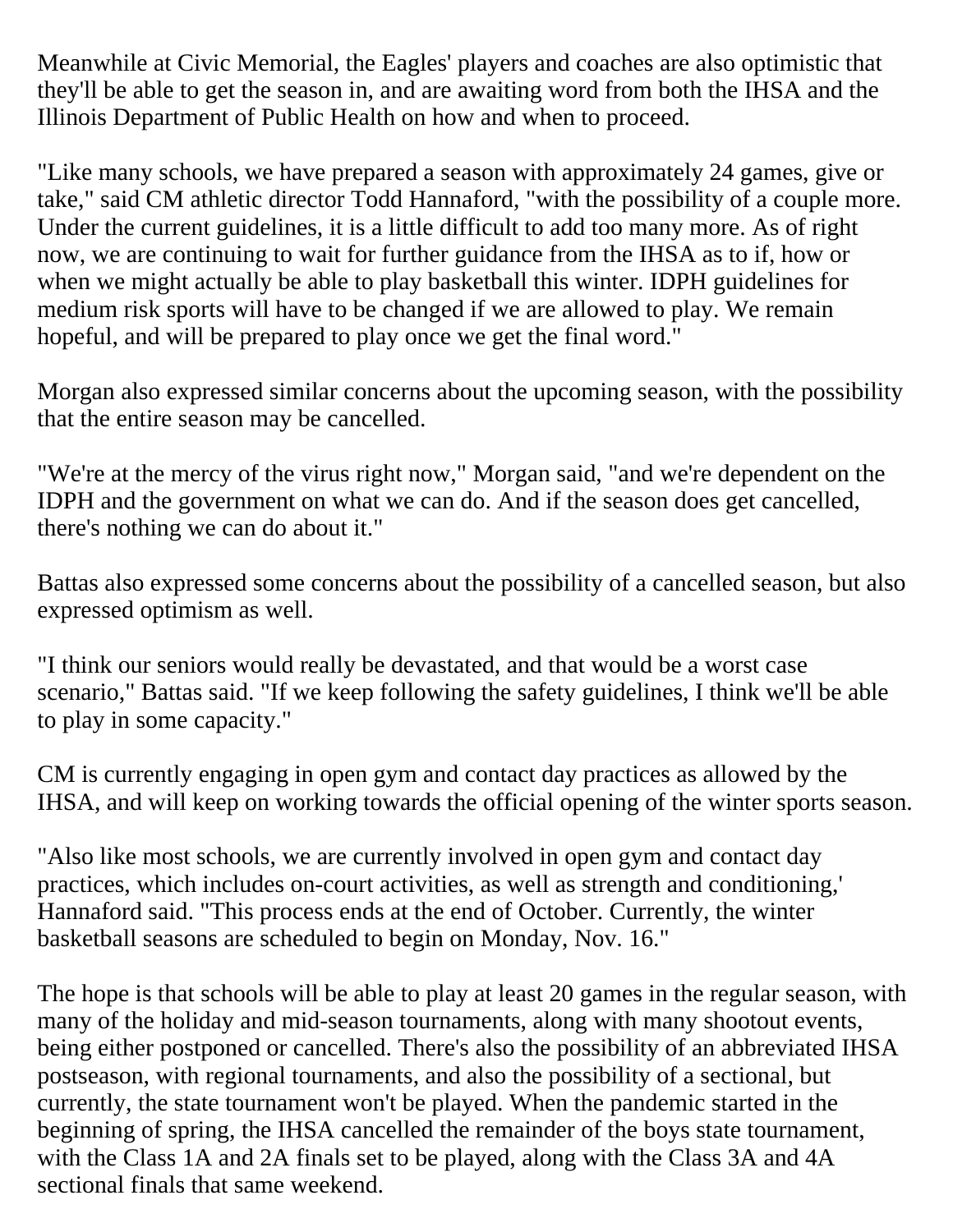Meanwhile at Civic Memorial, the Eagles' players and coaches are also optimistic that they'll be able to get the season in, and are awaiting word from both the IHSA and the Illinois Department of Public Health on how and when to proceed.

"Like many schools, we have prepared a season with approximately 24 games, give or take," said CM athletic director Todd Hannaford, "with the possibility of a couple more. Under the current guidelines, it is a little difficult to add too many more. As of right now, we are continuing to wait for further guidance from the IHSA as to if, how or when we might actually be able to play basketball this winter. IDPH guidelines for medium risk sports will have to be changed if we are allowed to play. We remain hopeful, and will be prepared to play once we get the final word."

Morgan also expressed similar concerns about the upcoming season, with the possibility that the entire season may be cancelled.

"We're at the mercy of the virus right now," Morgan said, "and we're dependent on the IDPH and the government on what we can do. And if the season does get cancelled, there's nothing we can do about it."

Battas also expressed some concerns about the possibility of a cancelled season, but also expressed optimism as well.

"I think our seniors would really be devastated, and that would be a worst case scenario," Battas said. "If we keep following the safety guidelines, I think we'll be able to play in some capacity."

CM is currently engaging in open gym and contact day practices as allowed by the IHSA, and will keep on working towards the official opening of the winter sports season.

"Also like most schools, we are currently involved in open gym and contact day practices, which includes on-court activities, as well as strength and conditioning,' Hannaford said. "This process ends at the end of October. Currently, the winter basketball seasons are scheduled to begin on Monday, Nov. 16."

The hope is that schools will be able to play at least 20 games in the regular season, with many of the holiday and mid-season tournaments, along with many shootout events, being either postponed or cancelled. There's also the possibility of an abbreviated IHSA postseason, with regional tournaments, and also the possibility of a sectional, but currently, the state tournament won't be played. When the pandemic started in the beginning of spring, the IHSA cancelled the remainder of the boys state tournament, with the Class 1A and 2A finals set to be played, along with the Class 3A and 4A sectional finals that same weekend.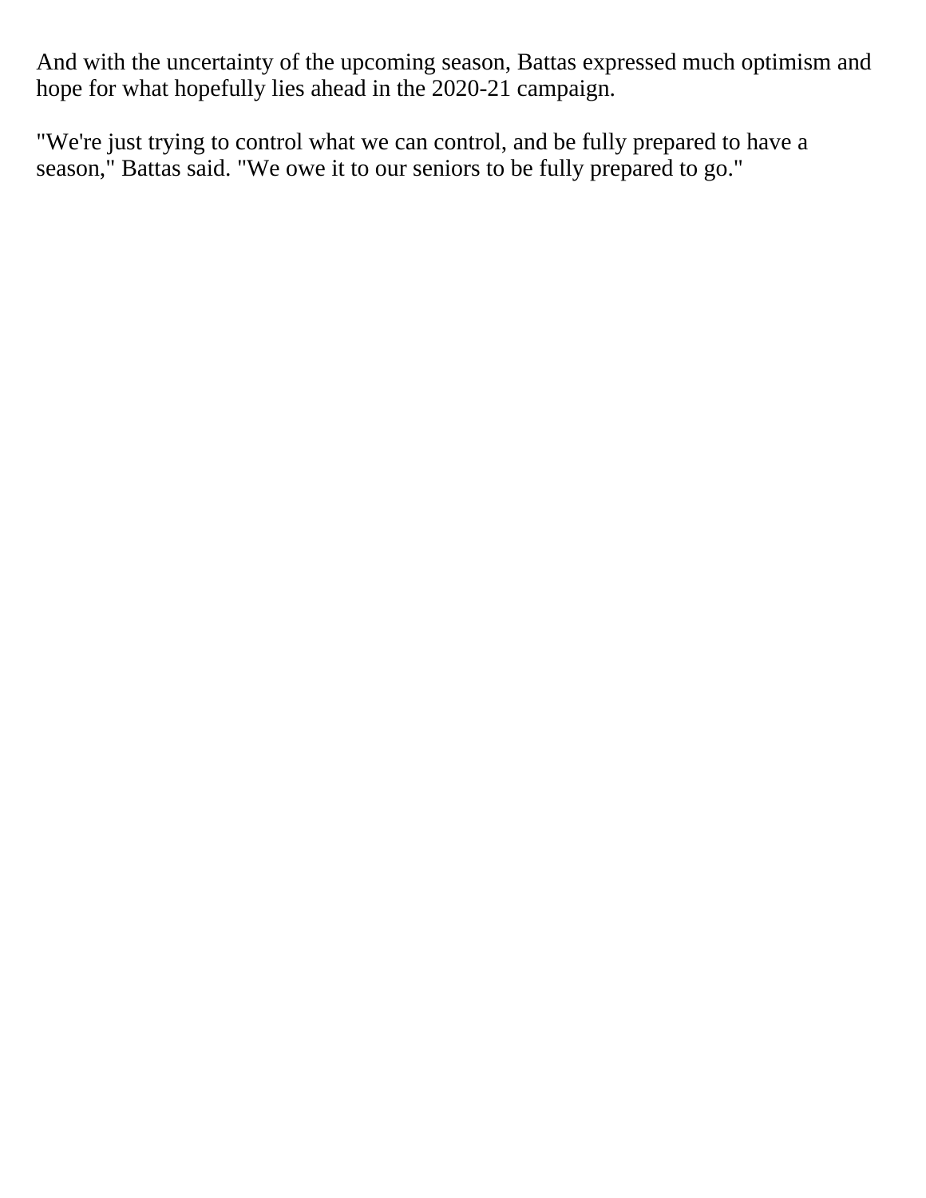And with the uncertainty of the upcoming season, Battas expressed much optimism and hope for what hopefully lies ahead in the 2020-21 campaign.

"We're just trying to control what we can control, and be fully prepared to have a season," Battas said. "We owe it to our seniors to be fully prepared to go."